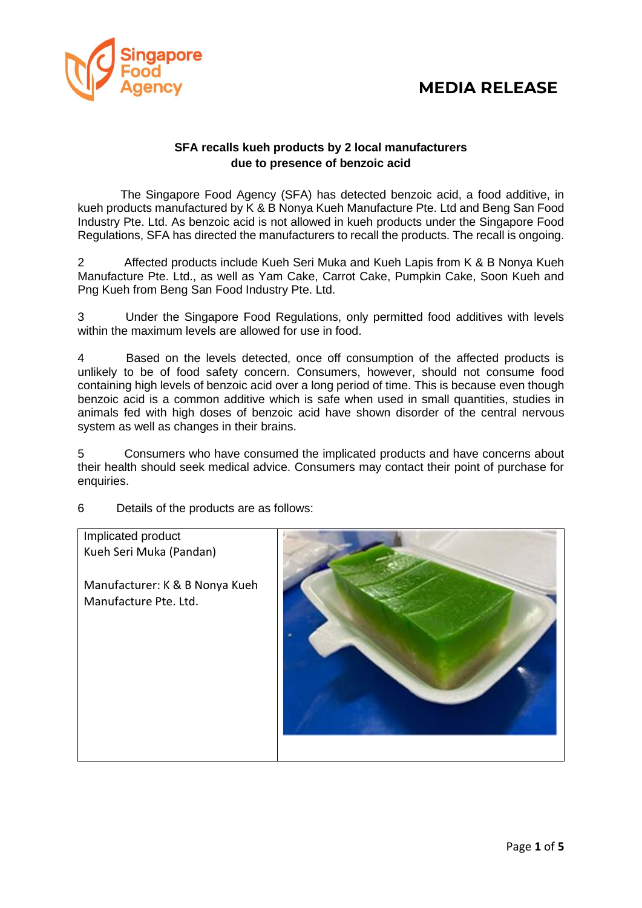# MEDIA RELEASE

**SFA recalls kueh products by 2 local manufacturers due to presence of benzoic acid**

The Singapore Food Agency (SFA) has detected benzoic acid, a food additive, in kueh products manufactured by K & B Nonya Kueh Manufacture Pte. Ltd and Beng San Food Industry Pte. Ltd. As benzoic acid is not allowed in kueh products under the Singapore Food Regulations, SFA has directed the manufacturers to recall the products. The recall is ongoing.

2 Affected products include Kueh Seri Muka and Kueh Lapis from K & B Nonya Kueh Manufacture Pte. Ltd., as well as Yam Cake, Carrot Cake, Pumpkin Cake, Soon Kueh and Png Kueh from Beng San Food Industry Pte. Ltd.

3 Under the Singapore Food Regulations, only permitted food additives with levels within the maximum levels are allowed for use in food.

4 Based on the levels detected, once off consumption of the affected products is unlikely to be of food safety concern. Consumers, however, should not consume food containing high levels of benzoic acid over a long period of time. This is because even though benzoic acid is a common additive which is safe when used in small quantities, studies in animals fed with high doses of benzoic acid have shown disorder of the central nervous system as well as changes in their brains.

5 Consumers who have consumed the implicated products and have concerns about their health should seek medical advice. Consumers may contact their point of purchase for enquiries.

6 Details of the products are as follows:

| Implicated product | |
|---|---|
| Kueh Seri Muka (Pandan)<br><br>Manufacturer: K & B Nonya Kueh Manufacture Pte. Ltd. | |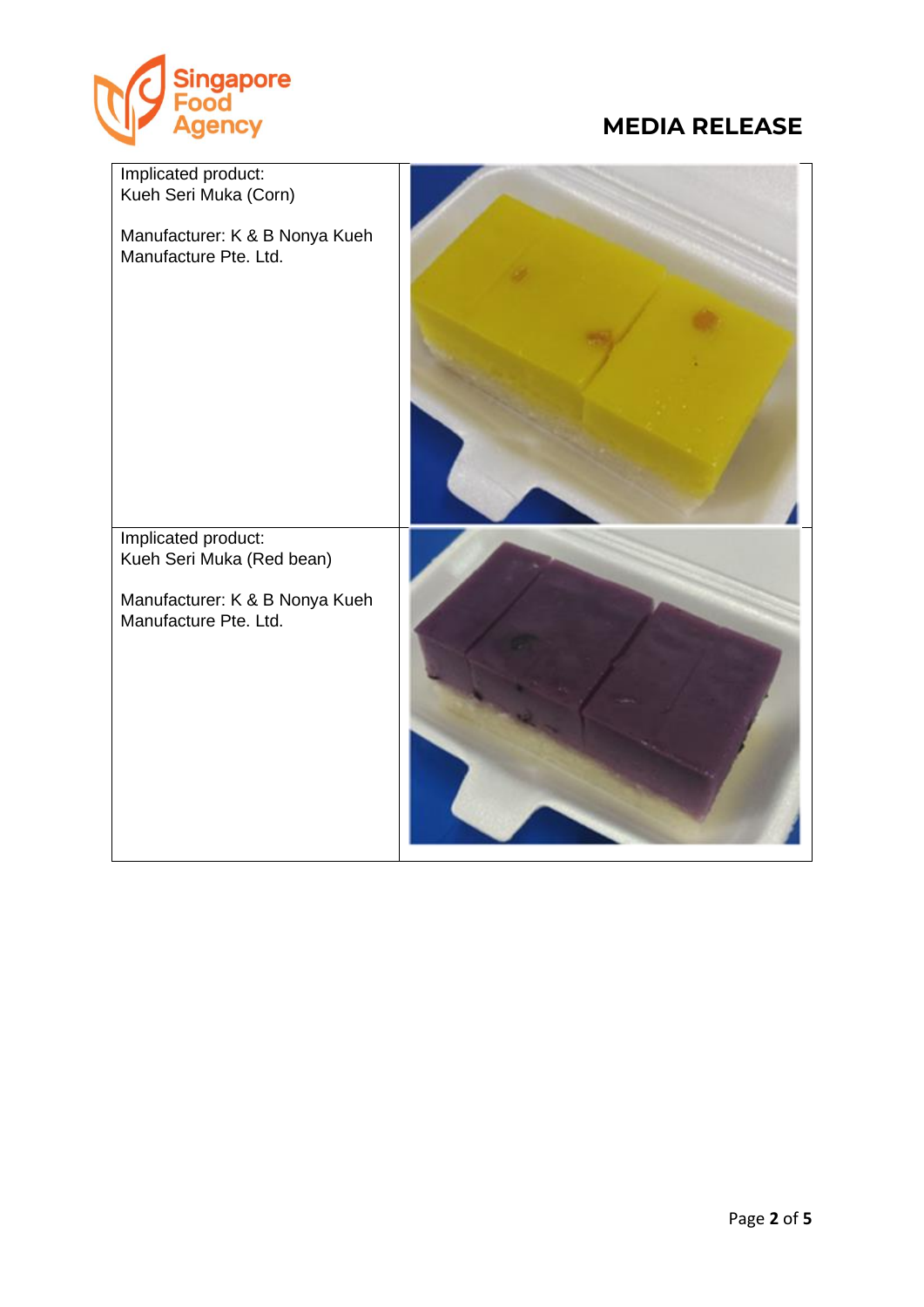| Implicated product: Kueh Seri Muka (Corn)<br><br>Manufacturer: K & B Nonya Kueh Manufacture Pte. Ltd. | |
| --- | --- |
| Implicated product: Kueh Seri Muka (Red bean)<br><br>Manufacturer: K & B Nonya Kueh Manufacture Pte. Ltd. | |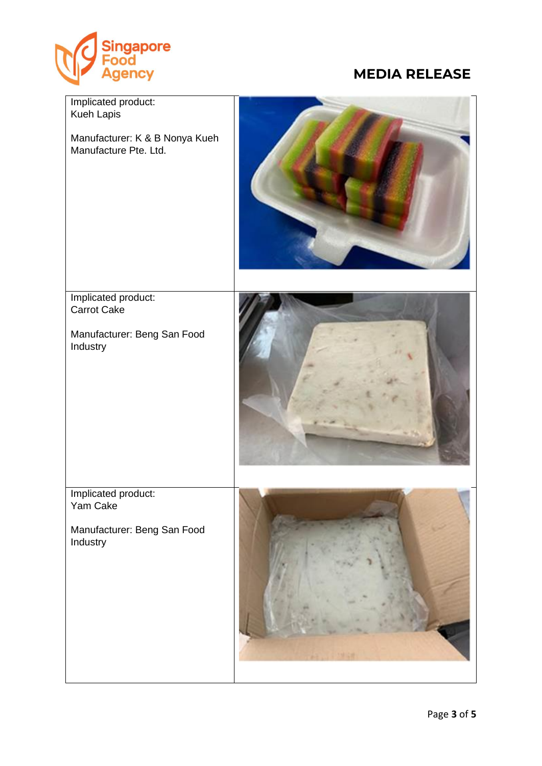| | |
|---|---|
| Implicated product:<br>Kueh Lapis<br><br>Manufacturer: K & B Nonya Kueh Manufacture Pte. Ltd. | |
| Implicated product:<br>Carrot Cake<br><br>Manufacturer: Beng San Food Industry | |
| Implicated product:<br>Yam Cake<br><br>Manufacturer: Beng San Food Industry | |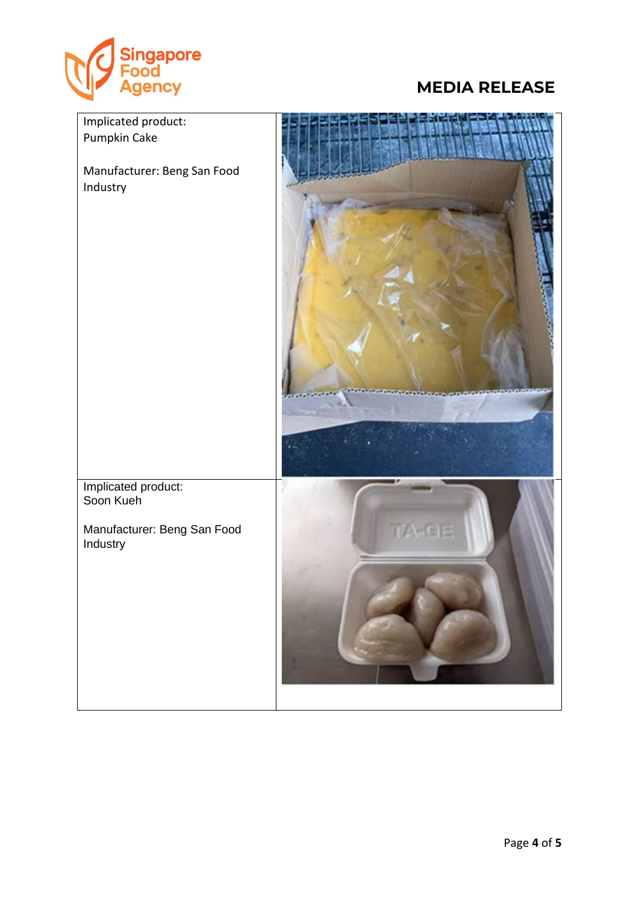| Implicated product: Pumpkin Cake<br><br>Manufacturer: Beng San Food Industry | |
|---|---|
| Implicated product: Soon Kueh<br><br>Manufacturer: Beng San Food Industry | |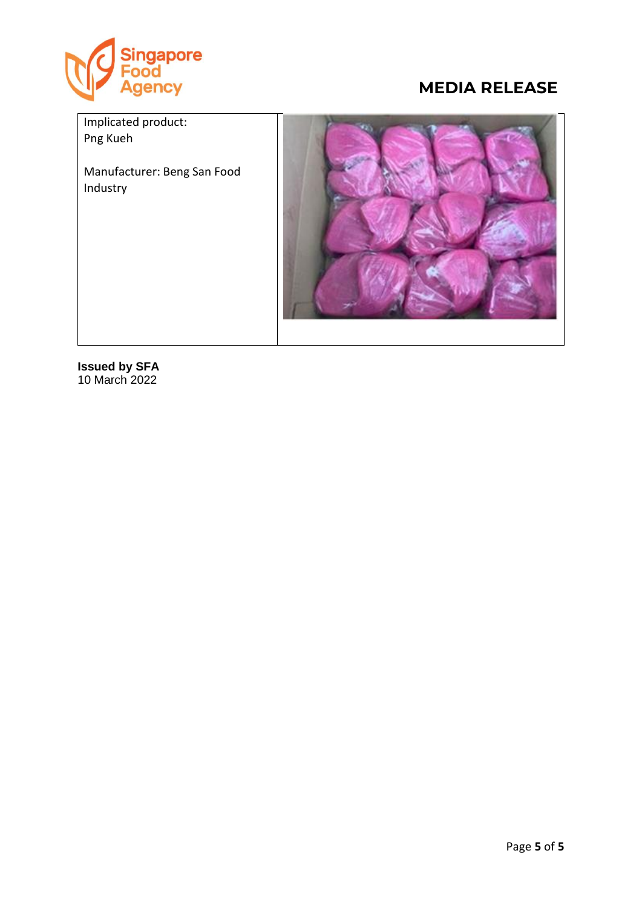| | |
|---|---|
| Implicated product:<br>Png Kueh<br><br>Manufacturer: Beng San Food Industry | |

**Issued by SFA**
10 March 2022